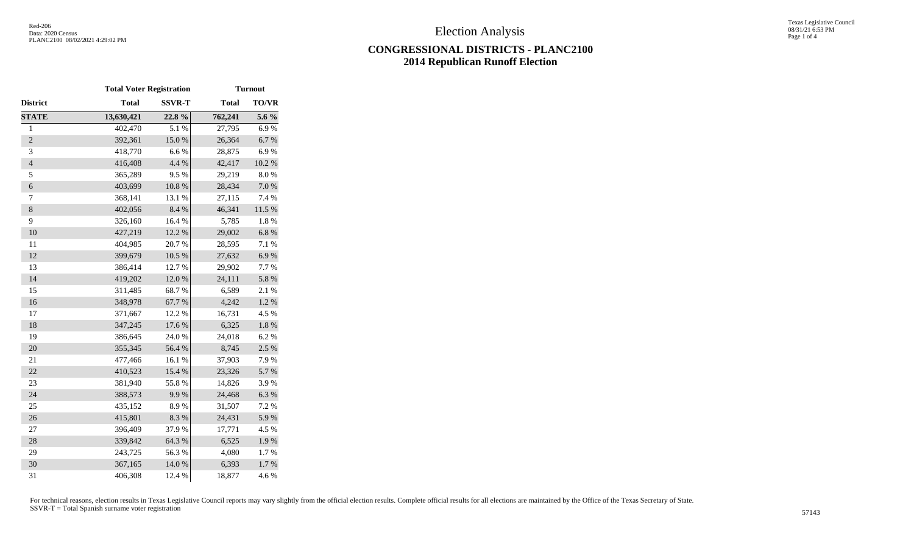# Election Analysis

## CONGRESSIONAL DISTRICTS - PLANC2100
## 2014 Republican Runoff Election

| | Total Voter Registration | | Turnout | |
|---|---|---|---|---|
| **District** | **Total** | **SSVR-T** | **Total** | **TO/VR** |
| **STATE** | **13,630,421** | **22.8 %** | **762,241** | **5.6 %** |
| 1 | 402,470 | 5.1 % | 27,795 | 6.9 % |
| 2 | 392,361 | 15.0 % | 26,364 | 6.7 % |
| 3 | 418,770 | 6.6 % | 28,875 | 6.9 % |
| 4 | 416,408 | 4.4 % | 42,417 | 10.2 % |
| 5 | 365,289 | 9.5 % | 29,219 | 8.0 % |
| 6 | 403,699 | 10.8 % | 28,434 | 7.0 % |
| 7 | 368,141 | 13.1 % | 27,115 | 7.4 % |
| 8 | 402,056 | 8.4 % | 46,341 | 11.5 % |
| 9 | 326,160 | 16.4 % | 5,785 | 1.8 % |
| 10 | 427,219 | 12.2 % | 29,002 | 6.8 % |
| 11 | 404,985 | 20.7 % | 28,595 | 7.1 % |
| 12 | 399,679 | 10.5 % | 27,632 | 6.9 % |
| 13 | 386,414 | 12.7 % | 29,902 | 7.7 % |
| 14 | 419,202 | 12.0 % | 24,111 | 5.8 % |
| 15 | 311,485 | 68.7 % | 6,589 | 2.1 % |
| 16 | 348,978 | 67.7 % | 4,242 | 1.2 % |
| 17 | 371,667 | 12.2 % | 16,731 | 4.5 % |
| 18 | 347,245 | 17.6 % | 6,325 | 1.8 % |
| 19 | 386,645 | 24.0 % | 24,018 | 6.2 % |
| 20 | 355,345 | 56.4 % | 8,745 | 2.5 % |
| 21 | 477,466 | 16.1 % | 37,903 | 7.9 % |
| 22 | 410,523 | 15.4 % | 23,326 | 5.7 % |
| 23 | 381,940 | 55.8 % | 14,826 | 3.9 % |
| 24 | 388,573 | 9.9 % | 24,468 | 6.3 % |
| 25 | 435,152 | 8.9 % | 31,507 | 7.2 % |
| 26 | 415,801 | 8.3 % | 24,431 | 5.9 % |
| 27 | 396,409 | 37.9 % | 17,771 | 4.5 % |
| 28 | 339,842 | 64.3 % | 6,525 | 1.9 % |
| 29 | 243,725 | 56.3 % | 4,080 | 1.7 % |
| 30 | 367,165 | 14.0 % | 6,393 | 1.7 % |
| 31 | 406,308 | 12.4 % | 18,877 | 4.6 % |

For technical reasons, election results in Texas Legislative Council reports may vary slightly from the official election results. Complete official results for all elections are maintained by the Office of the Texas Secretary of State.

SSVR-T = Total Spanish surname voter registration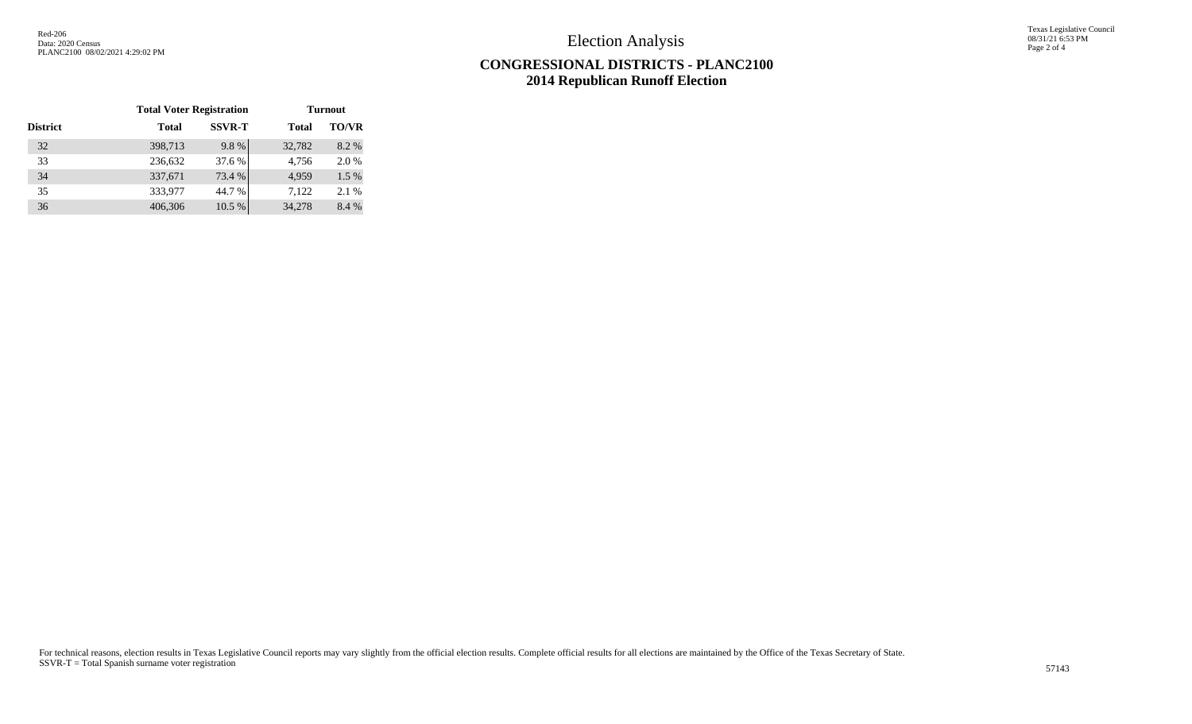# Election Analysis

## CONGRESSIONAL DISTRICTS - PLANC2100
## 2014 Republican Runoff Election

| District | Total Voter Registration | | Turnout | |
|---|---|---|---|---|
| | Total | SSVR-T | Total | TO/VR |
| 32 | 398,713 | 9.8 % | 32,782 | 8.2 % |
| 33 | 236,632 | 37.6 % | 4,756 | 2.0 % |
| 34 | 337,671 | 73.4 % | 4,959 | 1.5 % |
| 35 | 333,977 | 44.7 % | 7,122 | 2.1 % |
| 36 | 406,306 | 10.5 % | 34,278 | 8.4 % |

For technical reasons, election results in Texas Legislative Council reports may vary slightly from the official election results. Complete official results for all elections are maintained by the Office of the Texas Secretary of State.
SSVR-T = Total Spanish surname voter registration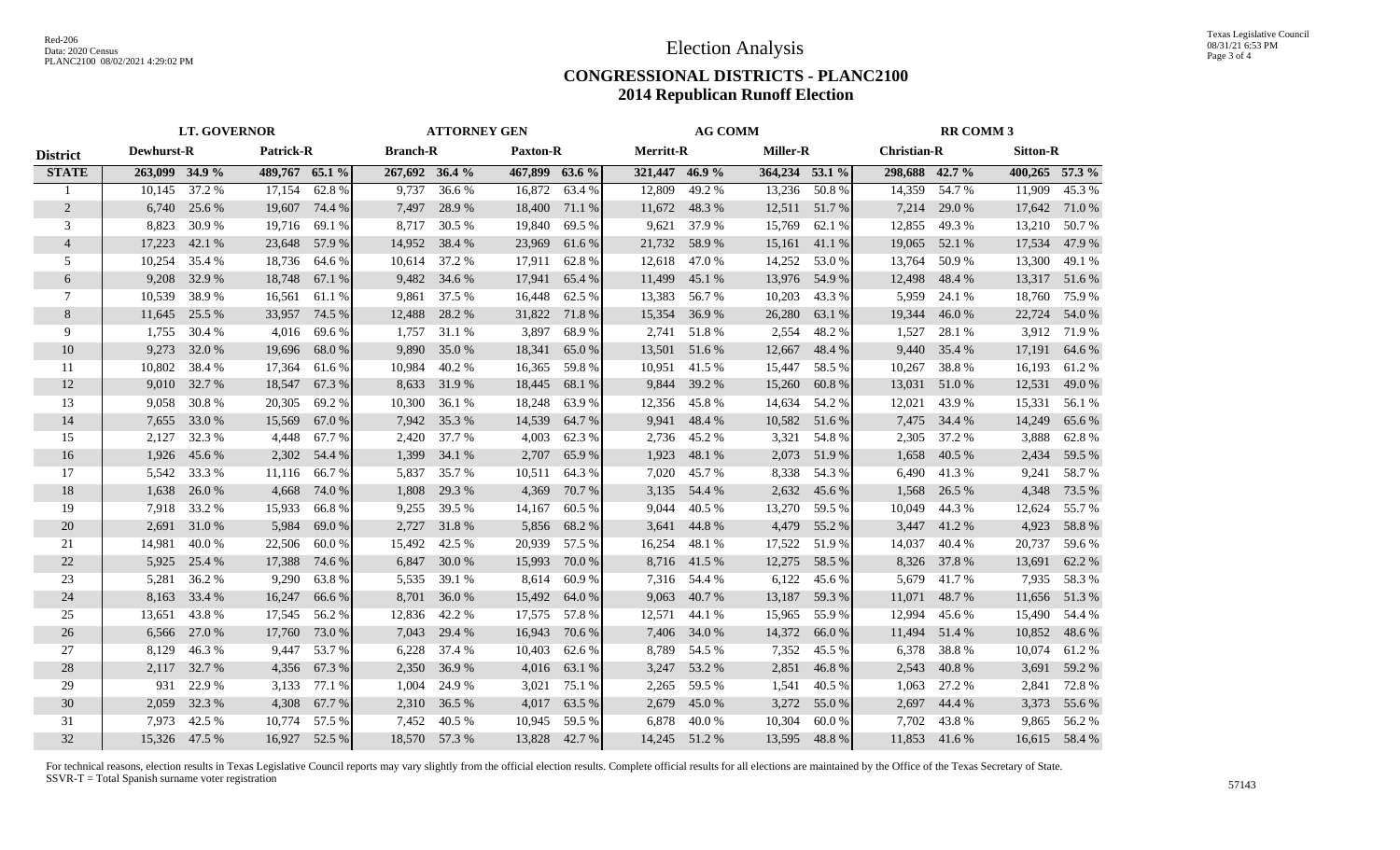Red-206
Data: 2020 Census
PLANC2100 08/02/2021 4:29:02 PM

Texas Legislative Council
08/31/21 6:53 PM

# Election Analysis

## CONGRESSIONAL DISTRICTS - PLANC2100
## 2014 Republican Runoff Election

| | LT. GOVERNOR | | | | ATTORNEY GEN | | | | AG COMM | | | | RR COMM 3 | | | |
|---|---|---|---|---|---|---|---|---|---|---|---|---|---|---|---|---|
| **District** | **Dewhurst-R** | | **Patrick-R** | | **Branch-R** | | **Paxton-R** | | **Merritt-R** | | **Miller-R** | | **Christian-R** | | **Sitton-R** | |
| **STATE** | **263,099** | **34.9 %** | **489,767** | **65.1 %** | **267,692** | **36.4 %** | **467,899** | **63.6 %** | **321,447** | **46.9 %** | **364,234** | **53.1 %** | **298,688** | **42.7 %** | **400,265** | **57.3 %** |
| 1 | 10,145 | 37.2 % | 17,154 | 62.8 % | 9,737 | 36.6 % | 16,872 | 63.4 % | 12,809 | 49.2 % | 13,236 | 50.8 % | 14,359 | 54.7 % | 11,909 | 45.3 % |
| 2 | 6,740 | 25.6 % | 19,607 | 74.4 % | 7,497 | 28.9 % | 18,400 | 71.1 % | 11,672 | 48.3 % | 12,511 | 51.7 % | 7,214 | 29.0 % | 17,642 | 71.0 % |
| 3 | 8,823 | 30.9 % | 19,716 | 69.1 % | 8,717 | 30.5 % | 19,840 | 69.5 % | 9,621 | 37.9 % | 15,769 | 62.1 % | 12,855 | 49.3 % | 13,210 | 50.7 % |
| 4 | 17,223 | 42.1 % | 23,648 | 57.9 % | 14,952 | 38.4 % | 23,969 | 61.6 % | 21,732 | 58.9 % | 15,161 | 41.1 % | 19,065 | 52.1 % | 17,534 | 47.9 % |
| 5 | 10,254 | 35.4 % | 18,736 | 64.6 % | 10,614 | 37.2 % | 17,911 | 62.8 % | 12,618 | 47.0 % | 14,252 | 53.0 % | 13,764 | 50.9 % | 13,300 | 49.1 % |
| 6 | 9,208 | 32.9 % | 18,748 | 67.1 % | 9,482 | 34.6 % | 17,941 | 65.4 % | 11,499 | 45.1 % | 13,976 | 54.9 % | 12,498 | 48.4 % | 13,317 | 51.6 % |
| 7 | 10,539 | 38.9 % | 16,561 | 61.1 % | 9,861 | 37.5 % | 16,448 | 62.5 % | 13,383 | 56.7 % | 10,203 | 43.3 % | 5,959 | 24.1 % | 18,760 | 75.9 % |
| 8 | 11,645 | 25.5 % | 33,957 | 74.5 % | 12,488 | 28.2 % | 31,822 | 71.8 % | 15,354 | 36.9 % | 26,280 | 63.1 % | 19,344 | 46.0 % | 22,724 | 54.0 % |
| 9 | 1,755 | 30.4 % | 4,016 | 69.6 % | 1,757 | 31.1 % | 3,897 | 68.9 % | 2,741 | 51.8 % | 2,554 | 48.2 % | 1,527 | 28.1 % | 3,912 | 71.9 % |
| 10 | 9,273 | 32.0 % | 19,696 | 68.0 % | 9,890 | 35.0 % | 18,341 | 65.0 % | 13,501 | 51.6 % | 12,667 | 48.4 % | 9,440 | 35.4 % | 17,191 | 64.6 % |
| 11 | 10,802 | 38.4 % | 17,364 | 61.6 % | 10,984 | 40.2 % | 16,365 | 59.8 % | 10,951 | 41.5 % | 15,447 | 58.5 % | 10,267 | 38.8 % | 16,193 | 61.2 % |
| 12 | 9,010 | 32.7 % | 18,547 | 67.3 % | 8,633 | 31.9 % | 18,445 | 68.1 % | 9,844 | 39.2 % | 15,260 | 60.8 % | 13,031 | 51.0 % | 12,531 | 49.0 % |
| 13 | 9,058 | 30.8 % | 20,305 | 69.2 % | 10,300 | 36.1 % | 18,248 | 63.9 % | 12,356 | 45.8 % | 14,634 | 54.2 % | 12,021 | 43.9 % | 15,331 | 56.1 % |
| 14 | 7,655 | 33.0 % | 15,569 | 67.0 % | 7,942 | 35.3 % | 14,539 | 64.7 % | 9,941 | 48.4 % | 10,582 | 51.6 % | 7,475 | 34.4 % | 14,249 | 65.6 % |
| 15 | 2,127 | 32.3 % | 4,448 | 67.7 % | 2,420 | 37.7 % | 4,003 | 62.3 % | 2,736 | 45.2 % | 3,321 | 54.8 % | 2,305 | 37.2 % | 3,888 | 62.8 % |
| 16 | 1,926 | 45.6 % | 2,302 | 54.4 % | 1,399 | 34.1 % | 2,707 | 65.9 % | 1,923 | 48.1 % | 2,073 | 51.9 % | 1,658 | 40.5 % | 2,434 | 59.5 % |
| 17 | 5,542 | 33.3 % | 11,116 | 66.7 % | 5,837 | 35.7 % | 10,511 | 64.3 % | 7,020 | 45.7 % | 8,338 | 54.3 % | 6,490 | 41.3 % | 9,241 | 58.7 % |
| 18 | 1,638 | 26.0 % | 4,668 | 74.0 % | 1,808 | 29.3 % | 4,369 | 70.7 % | 3,135 | 54.4 % | 2,632 | 45.6 % | 1,568 | 26.5 % | 4,348 | 73.5 % |
| 19 | 7,918 | 33.2 % | 15,933 | 66.8 % | 9,255 | 39.5 % | 14,167 | 60.5 % | 9,044 | 40.5 % | 13,270 | 59.5 % | 10,049 | 44.3 % | 12,624 | 55.7 % |
| 20 | 2,691 | 31.0 % | 5,984 | 69.0 % | 2,727 | 31.8 % | 5,856 | 68.2 % | 3,641 | 44.8 % | 4,479 | 55.2 % | 3,447 | 41.2 % | 4,923 | 58.8 % |
| 21 | 14,981 | 40.0 % | 22,506 | 60.0 % | 15,492 | 42.5 % | 20,939 | 57.5 % | 16,254 | 48.1 % | 17,522 | 51.9 % | 14,037 | 40.4 % | 20,737 | 59.6 % |
| 22 | 5,925 | 25.4 % | 17,388 | 74.6 % | 6,847 | 30.0 % | 15,993 | 70.0 % | 8,716 | 41.5 % | 12,275 | 58.5 % | 8,326 | 37.8 % | 13,691 | 62.2 % |
| 23 | 5,281 | 36.2 % | 9,290 | 63.8 % | 5,535 | 39.1 % | 8,614 | 60.9 % | 7,316 | 54.4 % | 6,122 | 45.6 % | 5,679 | 41.7 % | 7,935 | 58.3 % |
| 24 | 8,163 | 33.4 % | 16,247 | 66.6 % | 8,701 | 36.0 % | 15,492 | 64.0 % | 9,063 | 40.7 % | 13,187 | 59.3 % | 11,071 | 48.7 % | 11,656 | 51.3 % |
| 25 | 13,651 | 43.8 % | 17,545 | 56.2 % | 12,836 | 42.2 % | 17,575 | 57.8 % | 12,571 | 44.1 % | 15,965 | 55.9 % | 12,994 | 45.6 % | 15,490 | 54.4 % |
| 26 | 6,566 | 27.0 % | 17,760 | 73.0 % | 7,043 | 29.4 % | 16,943 | 70.6 % | 7,406 | 34.0 % | 14,372 | 66.0 % | 11,494 | 51.4 % | 10,852 | 48.6 % |
| 27 | 8,129 | 46.3 % | 9,447 | 53.7 % | 6,228 | 37.4 % | 10,403 | 62.6 % | 8,789 | 54.5 % | 7,352 | 45.5 % | 6,378 | 38.8 % | 10,074 | 61.2 % |
| 28 | 2,117 | 32.7 % | 4,356 | 67.3 % | 2,350 | 36.9 % | 4,016 | 63.1 % | 3,247 | 53.2 % | 2,851 | 46.8 % | 2,543 | 40.8 % | 3,691 | 59.2 % |
| 29 | 931 | 22.9 % | 3,133 | 77.1 % | 1,004 | 24.9 % | 3,021 | 75.1 % | 2,265 | 59.5 % | 1,541 | 40.5 % | 1,063 | 27.2 % | 2,841 | 72.8 % |
| 30 | 2,059 | 32.3 % | 4,308 | 67.7 % | 2,310 | 36.5 % | 4,017 | 63.5 % | 2,679 | 45.0 % | 3,272 | 55.0 % | 2,697 | 44.4 % | 3,373 | 55.6 % |
| 31 | 7,973 | 42.5 % | 10,774 | 57.5 % | 7,452 | 40.5 % | 10,945 | 59.5 % | 6,878 | 40.0 % | 10,304 | 60.0 % | 7,702 | 43.8 % | 9,865 | 56.2 % |
| 32 | 15,326 | 47.5 % | 16,927 | 52.5 % | 18,570 | 57.3 % | 13,828 | 42.7 % | 14,245 | 51.2 % | 13,595 | 48.8 % | 11,853 | 41.6 % | 16,615 | 58.4 % |

For technical reasons, election results in Texas Legislative Council reports may vary slightly from the official election results. Complete official results for all elections are maintained by the Office of the Texas Secretary of State.
SSVR-T = Total Spanish surname voter registration

57143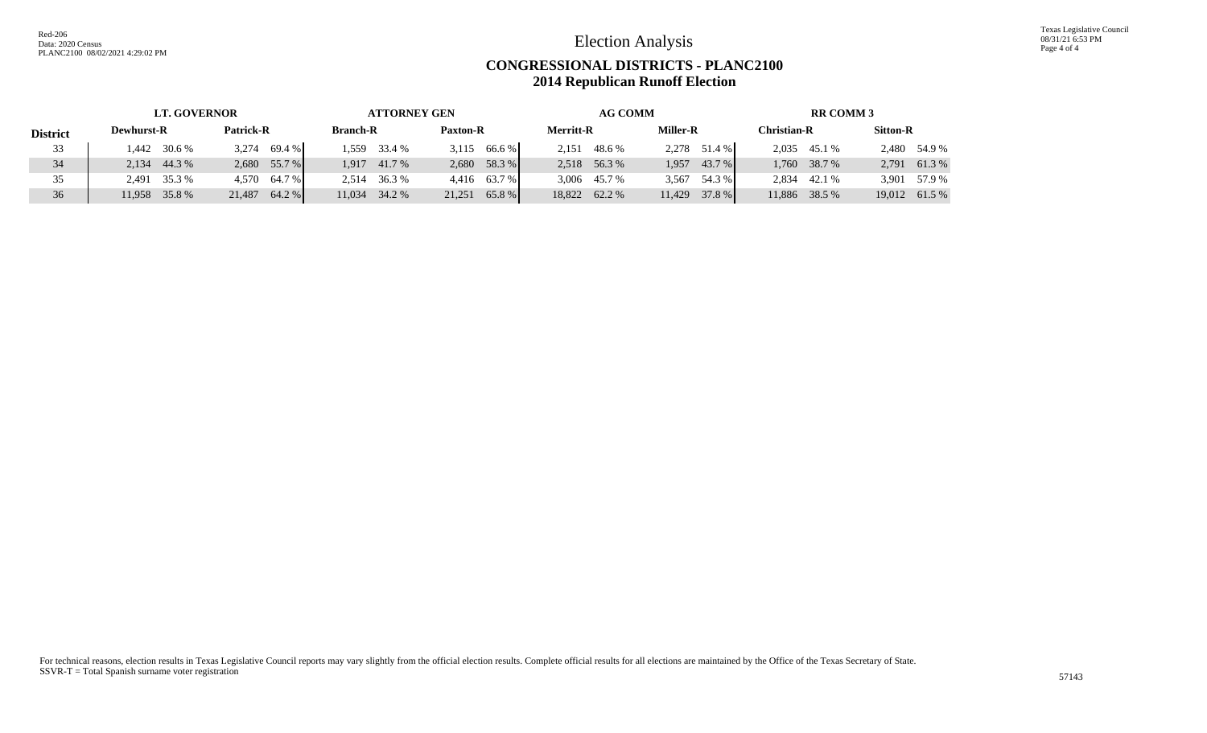# Election Analysis

## CONGRESSIONAL DISTRICTS - PLANC2100
## 2014 Republican Runoff Election

| | LT. GOVERNOR | | | | ATTORNEY GEN | | | | AG COMM | | | | RR COMM 3 | | | |
|---|---|---|---|---|---|---|---|---|---|---|---|---|---|---|---|---|
| District | Dewhurst-R | | Patrick-R | | Branch-R | | Paxton-R | | Merritt-R | | Miller-R | | Christian-R | | Sitton-R | |
| 33 | 1,442 | 30.6 % | 3,274 | 69.4 % | 1,559 | 33.4 % | 3,115 | 66.6 % | 2,151 | 48.6 % | 2,278 | 51.4 % | 2,035 | 45.1 % | 2,480 | 54.9 % |
| 34 | 2,134 | 44.3 % | 2,680 | 55.7 % | 1,917 | 41.7 % | 2,680 | 58.3 % | 2,518 | 56.3 % | 1,957 | 43.7 % | 1,760 | 38.7 % | 2,791 | 61.3 % |
| 35 | 2,491 | 35.3 % | 4,570 | 64.7 % | 2,514 | 36.3 % | 4,416 | 63.7 % | 3,006 | 45.7 % | 3,567 | 54.3 % | 2,834 | 42.1 % | 3,901 | 57.9 % |
| 36 | 11,958 | 35.8 % | 21,487 | 64.2 % | 11,034 | 34.2 % | 21,251 | 65.8 % | 18,822 | 62.2 % | 11,429 | 37.8 % | 11,886 | 38.5 % | 19,012 | 61.5 % |

For technical reasons, election results in Texas Legislative Council reports may vary slightly from the official election results. Complete official results for all elections are maintained by the Office of the Texas Secretary of State.
SSVR-T = Total Spanish surname voter registration